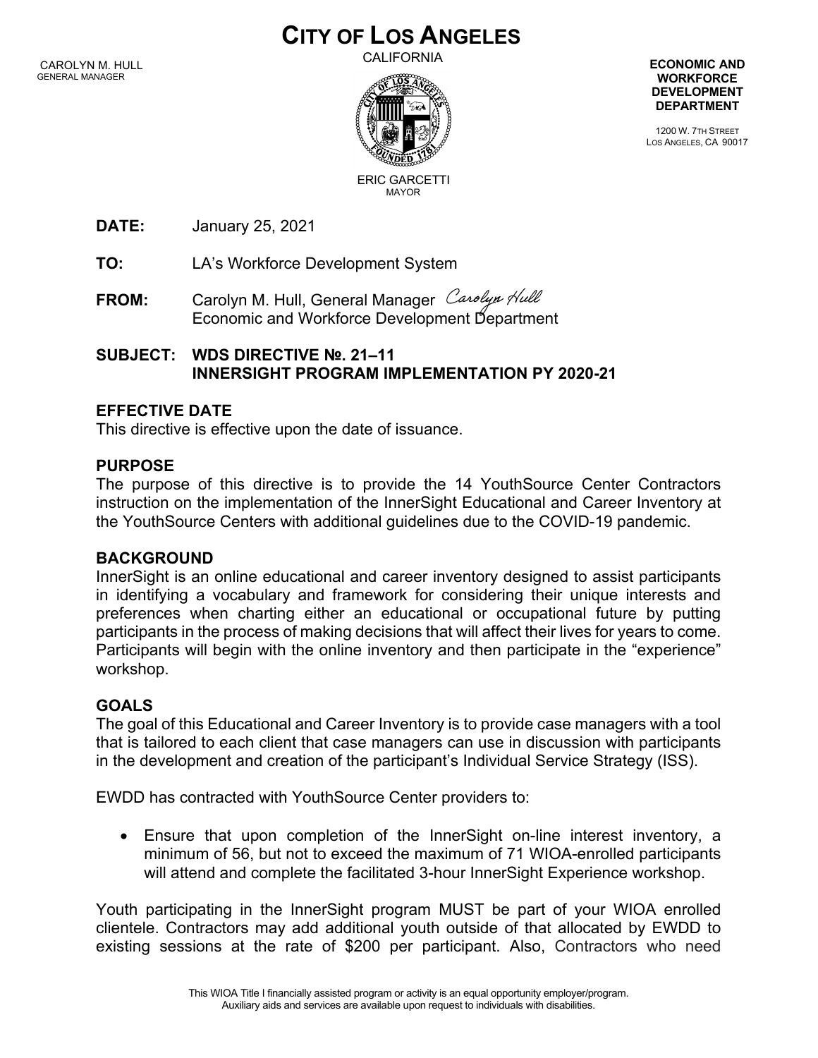# CITY OF LOS ANGELES

CALIFORNIA

CAROLYN M. HULL
GENERAL MANAGER

ERIC GARCETTI
MAYOR

**ECONOMIC AND WORKFORCE DEVELOPMENT DEPARTMENT**

1200 W. 7TH STREET
LOS ANGELES, CA 90017

**DATE:** January 25, 2021

**TO:** LA's Workforce Development System

**FROM:** Carolyn M. Hull, General Manager *Carolyn Hull*
Economic and Workforce Development Department

**SUBJECT: WDS DIRECTIVE №. 21–11**
**INNERSIGHT PROGRAM IMPLEMENTATION PY 2020-21**

## EFFECTIVE DATE

This directive is effective upon the date of issuance.

## PURPOSE

The purpose of this directive is to provide the 14 YouthSource Center Contractors instruction on the implementation of the InnerSight Educational and Career Inventory at the YouthSource Centers with additional guidelines due to the COVID-19 pandemic.

## BACKGROUND

InnerSight is an online educational and career inventory designed to assist participants in identifying a vocabulary and framework for considering their unique interests and preferences when charting either an educational or occupational future by putting participants in the process of making decisions that will affect their lives for years to come. Participants will begin with the online inventory and then participate in the "experience" workshop.

## GOALS

The goal of this Educational and Career Inventory is to provide case managers with a tool that is tailored to each client that case managers can use in discussion with participants in the development and creation of the participant's Individual Service Strategy (ISS).

EWDD has contracted with YouthSource Center providers to:

- Ensure that upon completion of the InnerSight on-line interest inventory, a minimum of 56, but not to exceed the maximum of 71 WIOA-enrolled participants will attend and complete the facilitated 3-hour InnerSight Experience workshop.

Youth participating in the InnerSight program MUST be part of your WIOA enrolled clientele. Contractors may add additional youth outside of that allocated by EWDD to existing sessions at the rate of $200 per participant. Also, Contractors who need

This WIOA Title I financially assisted program or activity is an equal opportunity employer/program.
Auxiliary aids and services are available upon request to individuals with disabilities.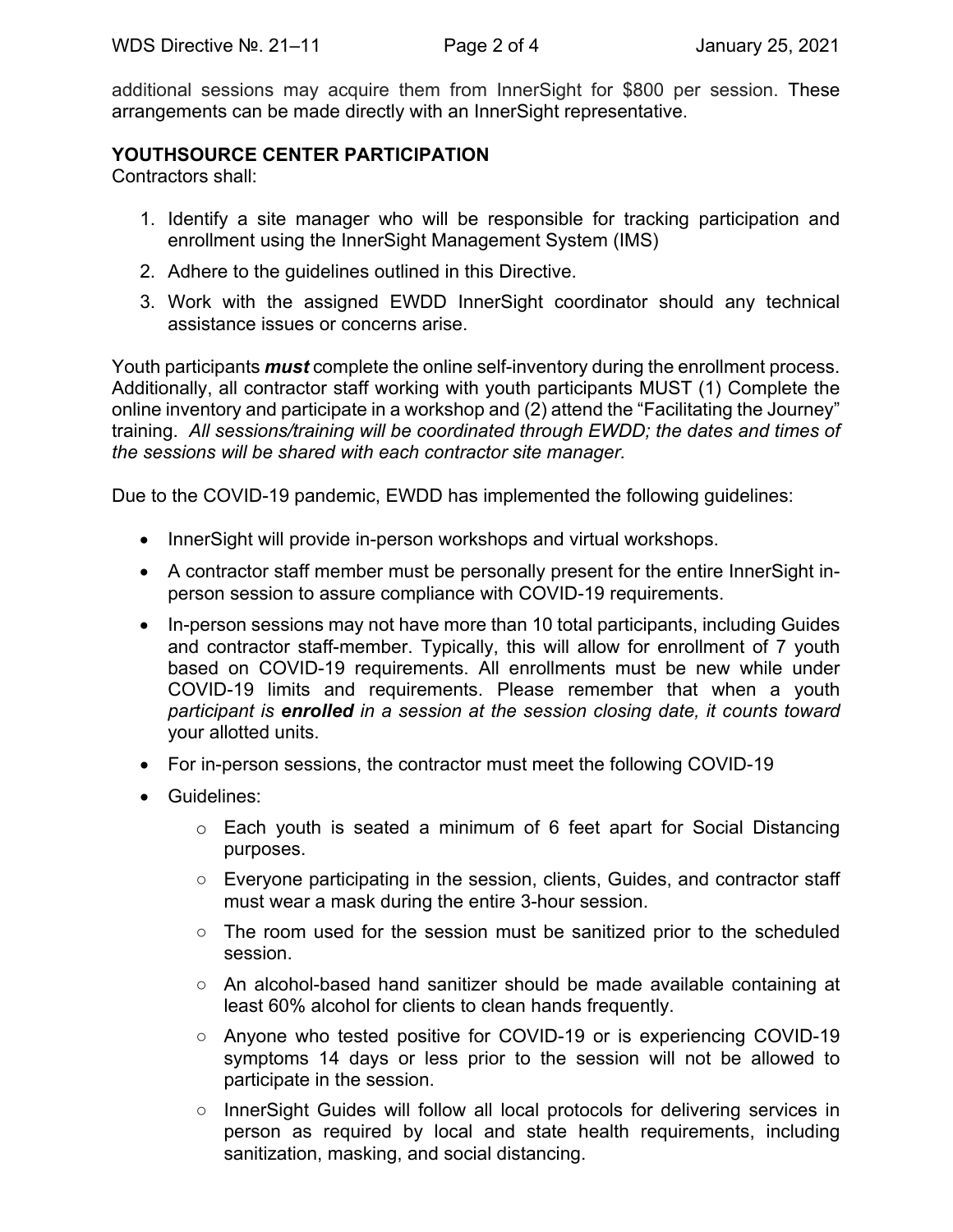additional sessions may acquire them from InnerSight for $800 per session. These arrangements can be made directly with an InnerSight representative.

**YOUTHSOURCE CENTER PARTICIPATION**

Contractors shall:

1. Identify a site manager who will be responsible for tracking participation and enrollment using the InnerSight Management System (IMS)
2. Adhere to the guidelines outlined in this Directive.
3. Work with the assigned EWDD InnerSight coordinator should any technical assistance issues or concerns arise.

Youth participants ***must*** complete the online self-inventory during the enrollment process. Additionally, all contractor staff working with youth participants MUST (1) Complete the online inventory and participate in a workshop and (2) attend the "Facilitating the Journey" training. *All sessions/training will be coordinated through EWDD; the dates and times of the sessions will be shared with each contractor site manager.*

Due to the COVID-19 pandemic, EWDD has implemented the following guidelines:

- InnerSight will provide in-person workshops and virtual workshops.
- A contractor staff member must be personally present for the entire InnerSight in-person session to assure compliance with COVID-19 requirements.
- In-person sessions may not have more than 10 total participants, including Guides and contractor staff-member. Typically, this will allow for enrollment of 7 youth based on COVID-19 requirements. All enrollments must be new while under COVID-19 limits and requirements. Please remember that when a youth *participant is **enrolled** in a session at the session closing date, it counts toward* your allotted units.
- For in-person sessions, the contractor must meet the following COVID-19
- Guidelines:
  - Each youth is seated a minimum of 6 feet apart for Social Distancing purposes.
  - Everyone participating in the session, clients, Guides, and contractor staff must wear a mask during the entire 3-hour session.
  - The room used for the session must be sanitized prior to the scheduled session.
  - An alcohol-based hand sanitizer should be made available containing at least 60% alcohol for clients to clean hands frequently.
  - Anyone who tested positive for COVID-19 or is experiencing COVID-19 symptoms 14 days or less prior to the session will not be allowed to participate in the session.
  - InnerSight Guides will follow all local protocols for delivering services in person as required by local and state health requirements, including sanitization, masking, and social distancing.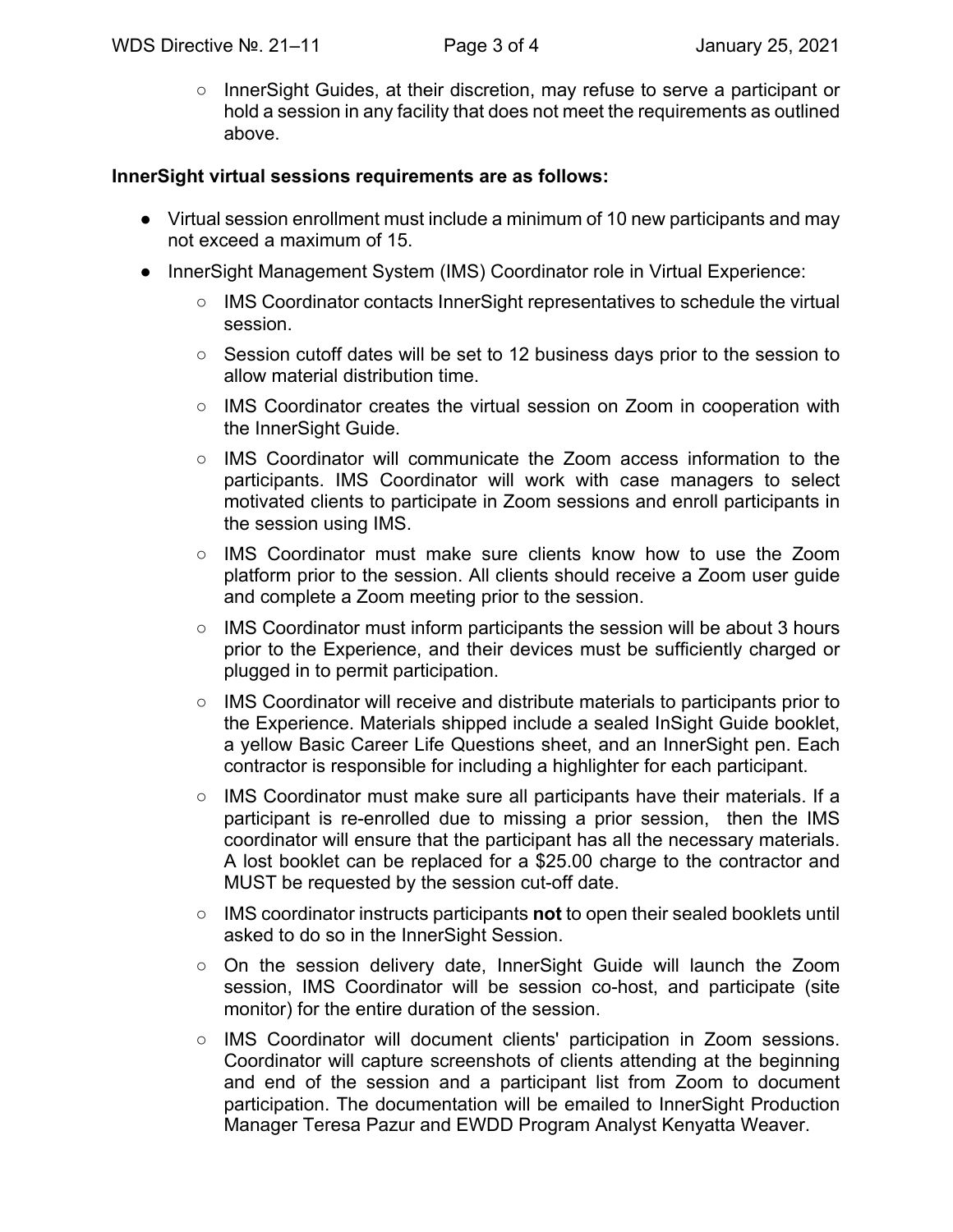- InnerSight Guides, at their discretion, may refuse to serve a participant or hold a session in any facility that does not meet the requirements as outlined above.

**InnerSight virtual sessions requirements are as follows:**

- Virtual session enrollment must include a minimum of 10 new participants and may not exceed a maximum of 15.
- InnerSight Management System (IMS) Coordinator role in Virtual Experience:
    - IMS Coordinator contacts InnerSight representatives to schedule the virtual session.
    - Session cutoff dates will be set to 12 business days prior to the session to allow material distribution time.
    - IMS Coordinator creates the virtual session on Zoom in cooperation with the InnerSight Guide.
    - IMS Coordinator will communicate the Zoom access information to the participants. IMS Coordinator will work with case managers to select motivated clients to participate in Zoom sessions and enroll participants in the session using IMS.
    - IMS Coordinator must make sure clients know how to use the Zoom platform prior to the session. All clients should receive a Zoom user guide and complete a Zoom meeting prior to the session.
    - IMS Coordinator must inform participants the session will be about 3 hours prior to the Experience, and their devices must be sufficiently charged or plugged in to permit participation.
    - IMS Coordinator will receive and distribute materials to participants prior to the Experience. Materials shipped include a sealed InSight Guide booklet, a yellow Basic Career Life Questions sheet, and an InnerSight pen. Each contractor is responsible for including a highlighter for each participant.
    - IMS Coordinator must make sure all participants have their materials. If a participant is re-enrolled due to missing a prior session, then the IMS coordinator will ensure that the participant has all the necessary materials. A lost booklet can be replaced for a $25.00 charge to the contractor and MUST be requested by the session cut-off date.
    - IMS coordinator instructs participants **not** to open their sealed booklets until asked to do so in the InnerSight Session.
    - On the session delivery date, InnerSight Guide will launch the Zoom session, IMS Coordinator will be session co-host, and participate (site monitor) for the entire duration of the session.
    - IMS Coordinator will document clients' participation in Zoom sessions. Coordinator will capture screenshots of clients attending at the beginning and end of the session and a participant list from Zoom to document participation. The documentation will be emailed to InnerSight Production Manager Teresa Pazur and EWDD Program Analyst Kenyatta Weaver.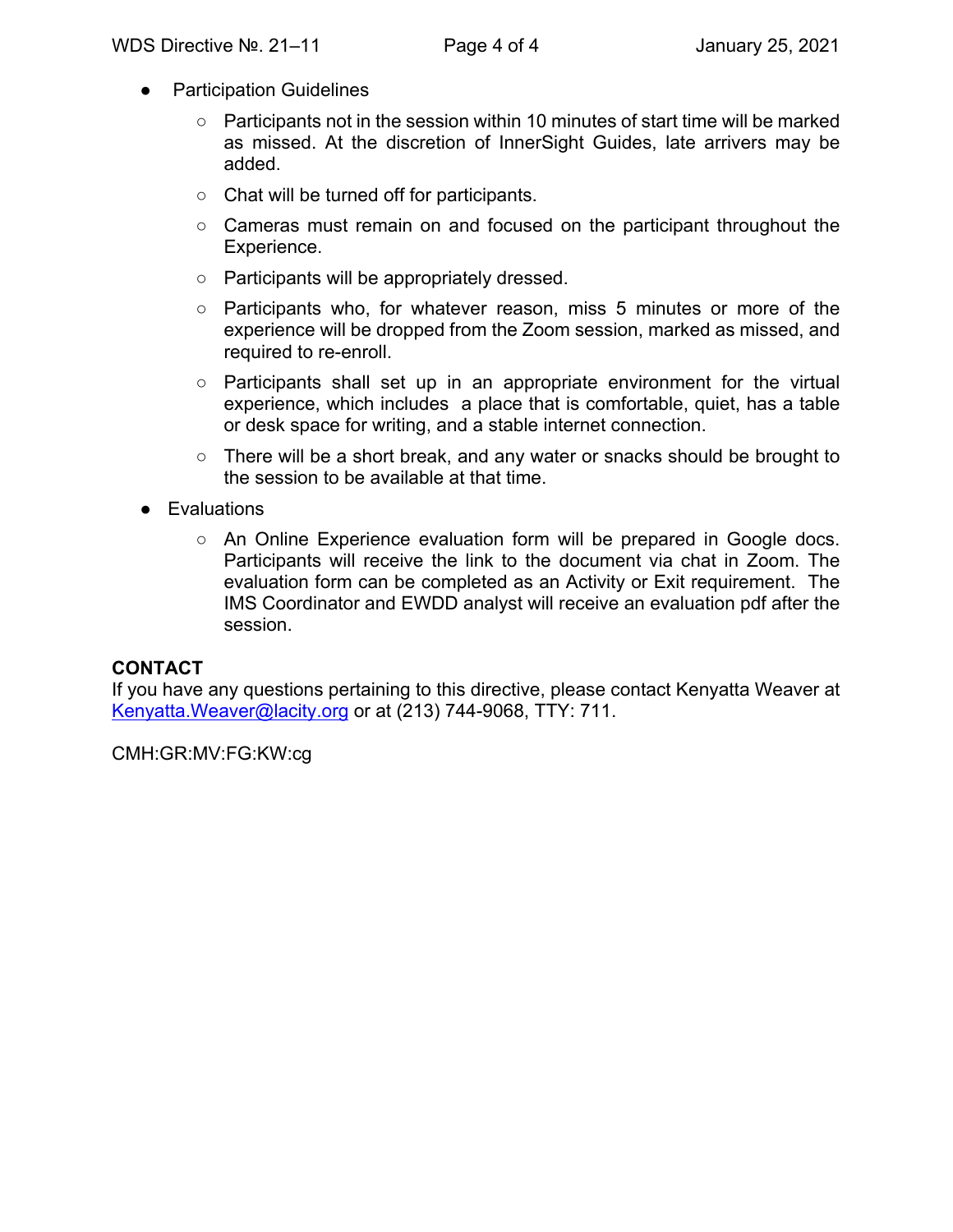- Participation Guidelines
  - Participants not in the session within 10 minutes of start time will be marked as missed. At the discretion of InnerSight Guides, late arrivers may be added.
  - Chat will be turned off for participants.
  - Cameras must remain on and focused on the participant throughout the Experience.
  - Participants will be appropriately dressed.
  - Participants who, for whatever reason, miss 5 minutes or more of the experience will be dropped from the Zoom session, marked as missed, and required to re-enroll.
  - Participants shall set up in an appropriate environment for the virtual experience, which includes a place that is comfortable, quiet, has a table or desk space for writing, and a stable internet connection.
  - There will be a short break, and any water or snacks should be brought to the session to be available at that time.
- Evaluations
  - An Online Experience evaluation form will be prepared in Google docs. Participants will receive the link to the document via chat in Zoom. The evaluation form can be completed as an Activity or Exit requirement. The IMS Coordinator and EWDD analyst will receive an evaluation pdf after the session.

**CONTACT**
If you have any questions pertaining to this directive, please contact Kenyatta Weaver at Kenyatta.Weaver@lacity.org or at (213) 744-9068, TTY: 711.

CMH:GR:MV:FG:KW:cg